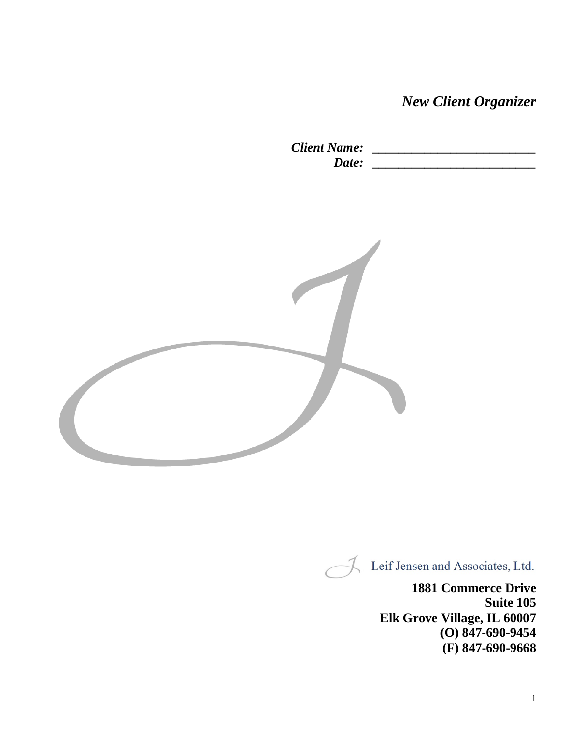# *New Client Organizer*

***Client Name:*** __________________________

***Date:*** __________________________

Leif Jensen and Associates, Ltd.

**1881 Commerce Drive**
**Suite 105**
**Elk Grove Village, IL 60007**
**(O) 847-690-9454**
**(F) 847-690-9668**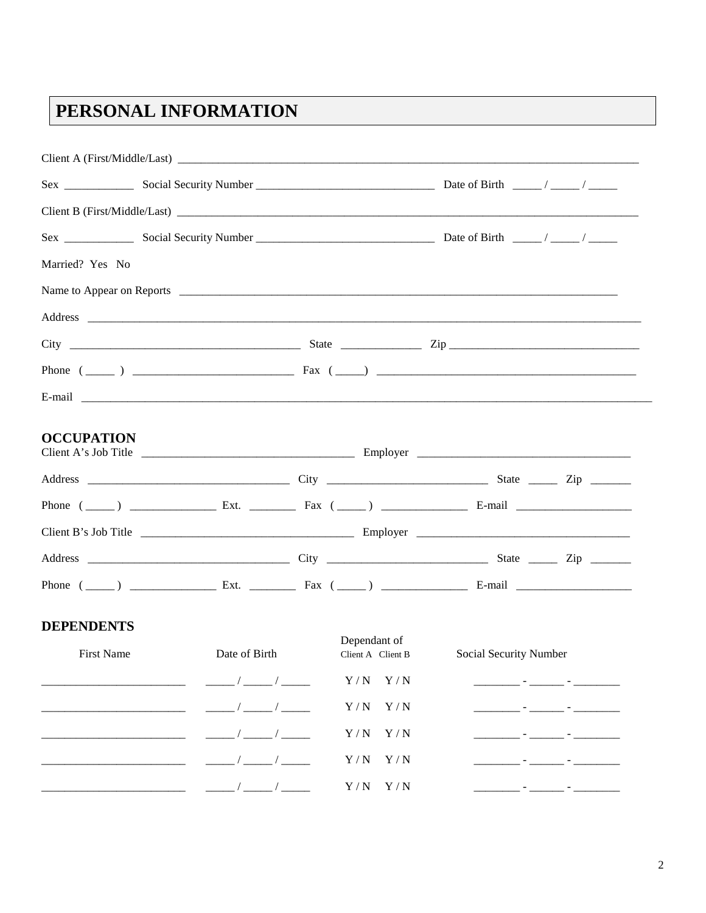# PERSONAL INFORMATION

Client A (First/Middle/Last) ____________________________________________________________________________

Sex ____________ Social Security Number _______________________________ Date of Birth _____ / _____ / _____

Client B (First/Middle/Last) ____________________________________________________________________________

Sex ____________ Social Security Number _______________________________ Date of Birth _____ / _____ / _____

Married? Yes No

Name to Appear on Reports ____________________________________________________________________

Address ________________________________________________________________________________________

City ________________________________________ State ______________ Zip _________________________________

Phone ( _____ ) ___________________________ Fax ( _____) ______________________________________________

E-mail ____________________________________________________________________________________________

## OCCUPATION

Client A's Job Title ____________________________________ Employer ____________________________________

Address __________________________________ City ___________________________ State _____ Zip _______

Phone ( _____ ) _______________ Ext. ________ Fax ( _____ ) _______________ E-mail ____________________

Client B's Job Title ____________________________________ Employer ____________________________________

Address __________________________________ City ___________________________ State _____ Zip _______

Phone ( _____ ) _______________ Ext. ________ Fax ( _____ ) _______________ E-mail ____________________

## DEPENDENTS

| First Name | Date of Birth | Dependant of Client A | Dependant of Client B | Social Security Number |
|---|---|---|---|---|
| ________________________ | _____ / _____ / _____ | Y / N | Y / N | ________ - ______ - ________ |
| ________________________ | _____ / _____ / _____ | Y / N | Y / N | ________ - ______ - ________ |
| ________________________ | _____ / _____ / _____ | Y / N | Y / N | ________ - ______ - ________ |
| ________________________ | _____ / _____ / _____ | Y / N | Y / N | ________ - ______ - ________ |
| ________________________ | _____ / _____ / _____ | Y / N | Y / N | ________ - ______ - ________ |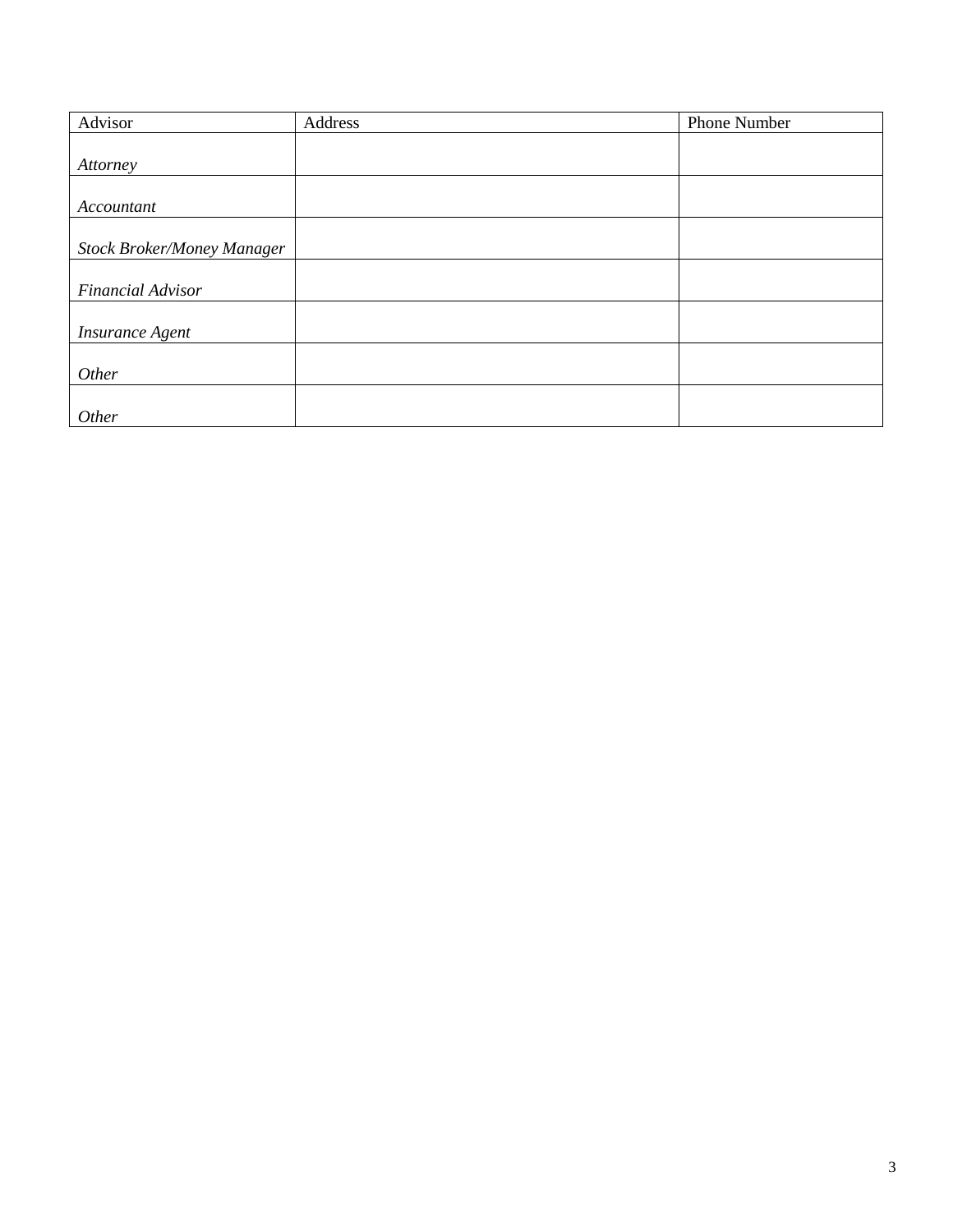| Advisor | Address | Phone Number |
| --- | --- | --- |
| *Attorney* | | |
| *Accountant* | | |
| *Stock Broker/Money Manager* | | |
| *Financial Advisor* | | |
| *Insurance Agent* | | |
| *Other* | | |
| *Other* | | |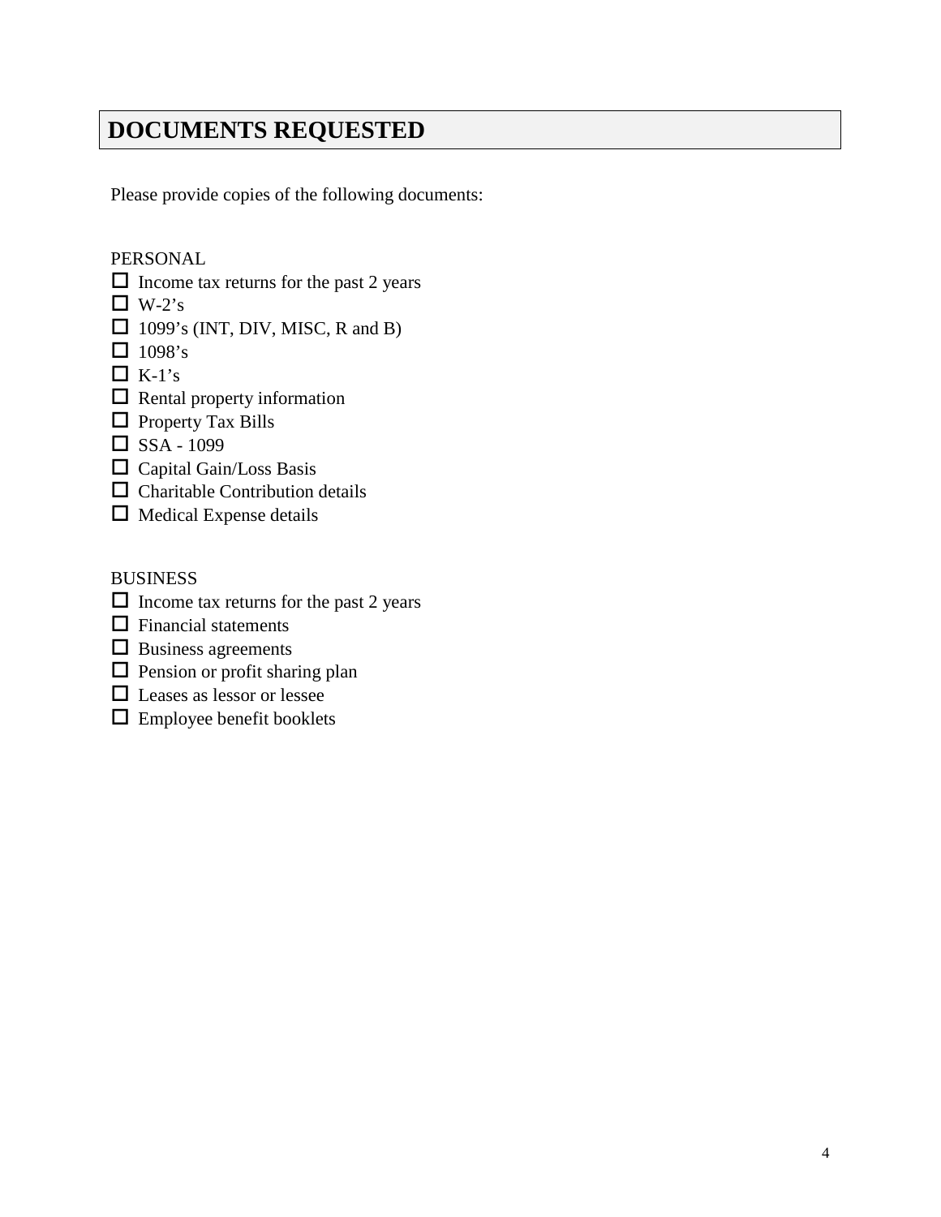# DOCUMENTS REQUESTED

Please provide copies of the following documents:

PERSONAL

- ☐ Income tax returns for the past 2 years
- ☐ W-2's
- ☐ 1099's (INT, DIV, MISC, R and B)
- ☐ 1098's
- ☐ K-1's
- ☐ Rental property information
- ☐ Property Tax Bills
- ☐ SSA - 1099
- ☐ Capital Gain/Loss Basis
- ☐ Charitable Contribution details
- ☐ Medical Expense details

BUSINESS

- ☐ Income tax returns for the past 2 years
- ☐ Financial statements
- ☐ Business agreements
- ☐ Pension or profit sharing plan
- ☐ Leases as lessor or lessee
- ☐ Employee benefit booklets